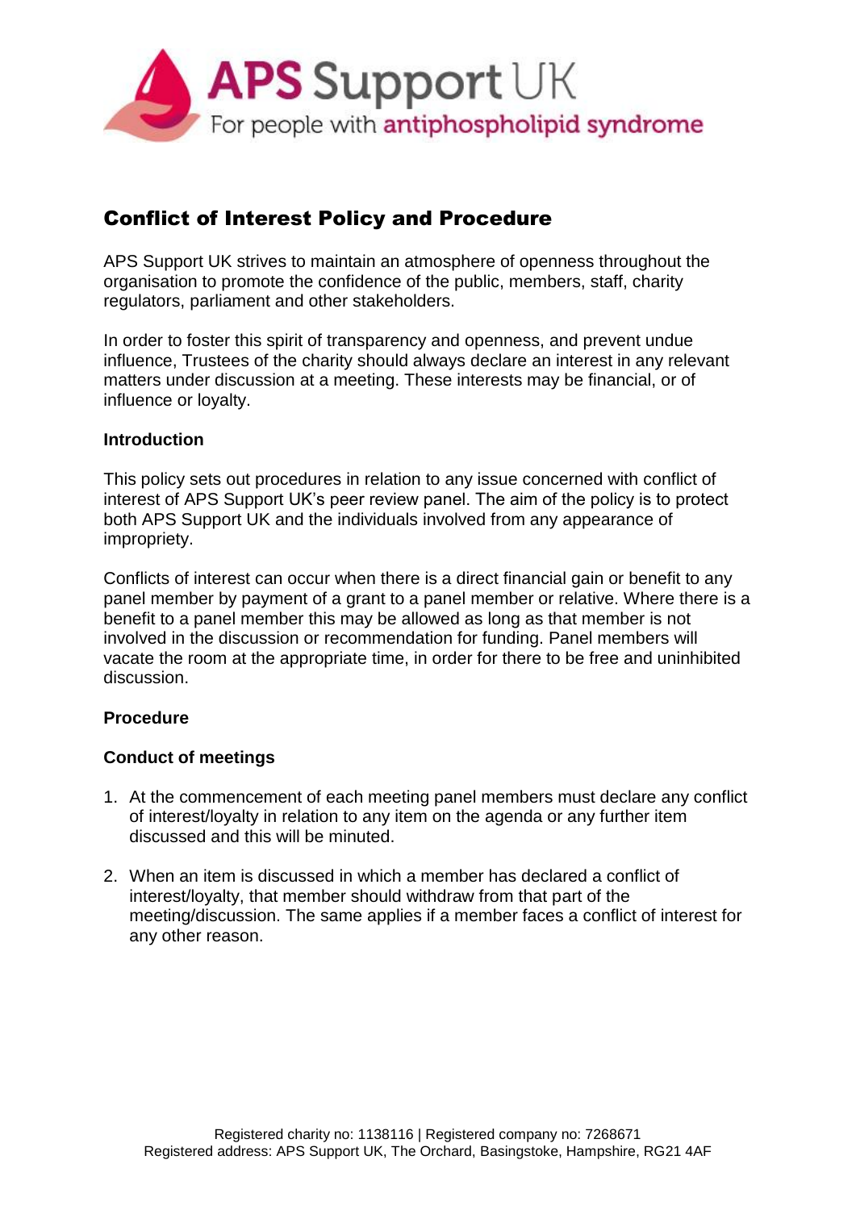APS Support UK
For people with antiphospholipid syndrome

# Conflict of Interest Policy and Procedure

APS Support UK strives to maintain an atmosphere of openness throughout the organisation to promote the confidence of the public, members, staff, charity regulators, parliament and other stakeholders.

In order to foster this spirit of transparency and openness, and prevent undue influence, Trustees of the charity should always declare an interest in any relevant matters under discussion at a meeting. These interests may be financial, or of influence or loyalty.

**Introduction**

This policy sets out procedures in relation to any issue concerned with conflict of interest of APS Support UK's peer review panel. The aim of the policy is to protect both APS Support UK and the individuals involved from any appearance of impropriety.

Conflicts of interest can occur when there is a direct financial gain or benefit to any panel member by payment of a grant to a panel member or relative. Where there is a benefit to a panel member this may be allowed as long as that member is not involved in the discussion or recommendation for funding. Panel members will vacate the room at the appropriate time, in order for there to be free and uninhibited discussion.

**Procedure**

**Conduct of meetings**

1. At the commencement of each meeting panel members must declare any conflict of interest/loyalty in relation to any item on the agenda or any further item discussed and this will be minuted.

2. When an item is discussed in which a member has declared a conflict of interest/loyalty, that member should withdraw from that part of the meeting/discussion. The same applies if a member faces a conflict of interest for any other reason.

Registered charity no: 1138116 | Registered company no: 7268671
Registered address: APS Support UK, The Orchard, Basingstoke, Hampshire, RG21 4AF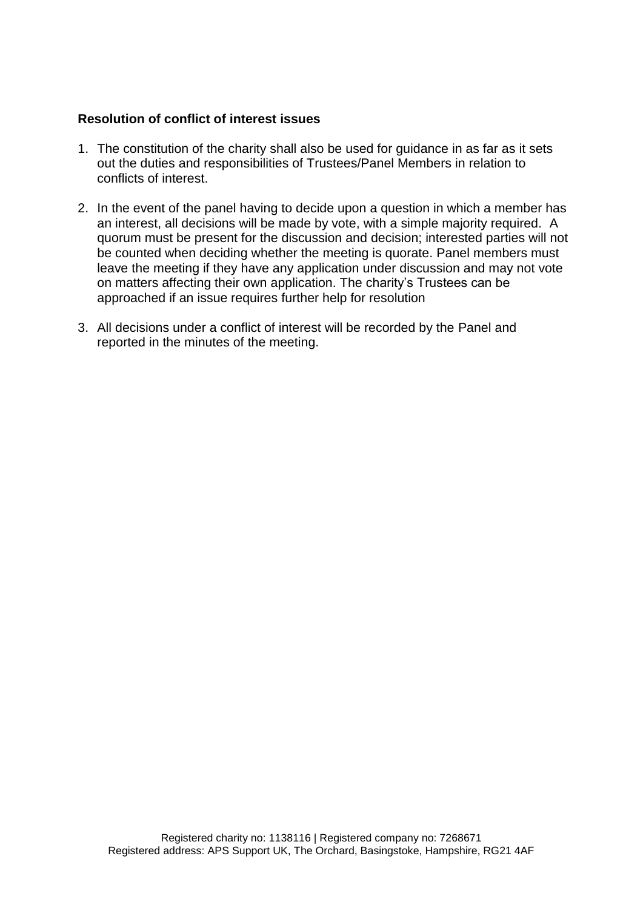**Resolution of conflict of interest issues**

1. The constitution of the charity shall also be used for guidance in as far as it sets out the duties and responsibilities of Trustees/Panel Members in relation to conflicts of interest.

2. In the event of the panel having to decide upon a question in which a member has an interest, all decisions will be made by vote, with a simple majority required. A quorum must be present for the discussion and decision; interested parties will not be counted when deciding whether the meeting is quorate. Panel members must leave the meeting if they have any application under discussion and may not vote on matters affecting their own application. The charity's Trustees can be approached if an issue requires further help for resolution

3. All decisions under a conflict of interest will be recorded by the Panel and reported in the minutes of the meeting.

Registered charity no: 1138116 | Registered company no: 7268671
Registered address: APS Support UK, The Orchard, Basingstoke, Hampshire, RG21 4AF